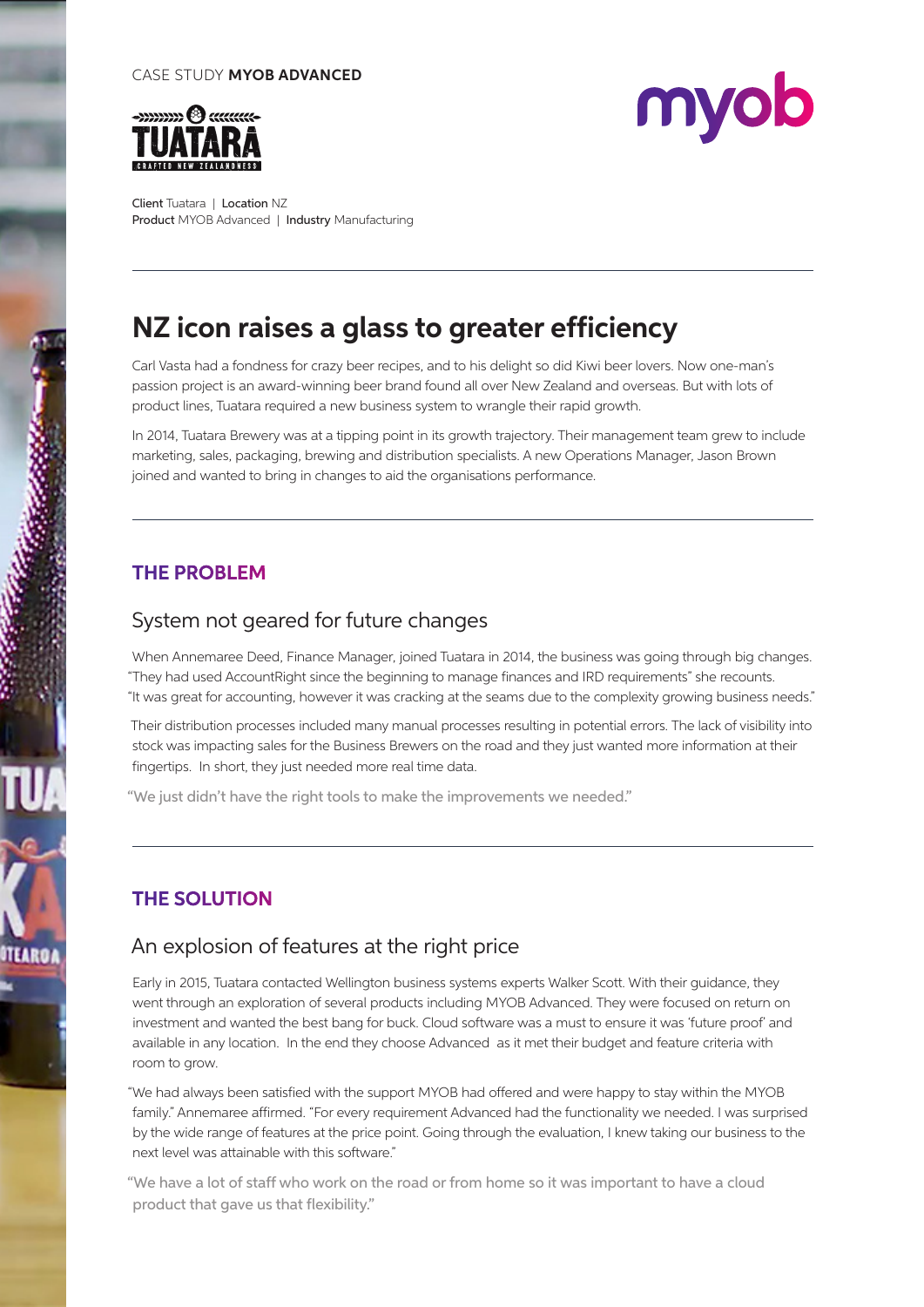CASE STUDY **MYOB ADVANCED**

**Client** Tuatara | **Location** NZ
**Product** MYOB Advanced | **Industry** Manufacturing

# NZ icon raises a glass to greater efficiency

Carl Vasta had a fondness for crazy beer recipes, and to his delight so did Kiwi beer lovers. Now one-man's passion project is an award-winning beer brand found all over New Zealand and overseas. But with lots of product lines, Tuatara required a new business system to wrangle their rapid growth.

In 2014, Tuatara Brewery was at a tipping point in its growth trajectory. Their management team grew to include marketing, sales, packaging, brewing and distribution specialists. A new Operations Manager, Jason Brown joined and wanted to bring in changes to aid the organisations performance.

## THE PROBLEM

### System not geared for future changes

When Annemaree Deed, Finance Manager, joined Tuatara in 2014, the business was going through big changes. "They had used AccountRight since the beginning to manage finances and IRD requirements" she recounts. "It was great for accounting, however it was cracking at the seams due to the complexity growing business needs."

Their distribution processes included many manual processes resulting in potential errors. The lack of visibility into stock was impacting sales for the Business Brewers on the road and they just wanted more information at their fingertips. In short, they just needed more real time data.

"We just didn't have the right tools to make the improvements we needed."

## THE SOLUTION

### An explosion of features at the right price

Early in 2015, Tuatara contacted Wellington business systems experts Walker Scott. With their guidance, they went through an exploration of several products including MYOB Advanced. They were focused on return on investment and wanted the best bang for buck. Cloud software was a must to ensure it was 'future proof' and available in any location. In the end they choose Advanced as it met their budget and feature criteria with room to grow.

"We had always been satisfied with the support MYOB had offered and were happy to stay within the MYOB family." Annemaree affirmed. "For every requirement Advanced had the functionality we needed. I was surprised by the wide range of features at the price point. Going through the evaluation, I knew taking our business to the next level was attainable with this software."

"We have a lot of staff who work on the road or from home so it was important to have a cloud product that gave us that flexibility."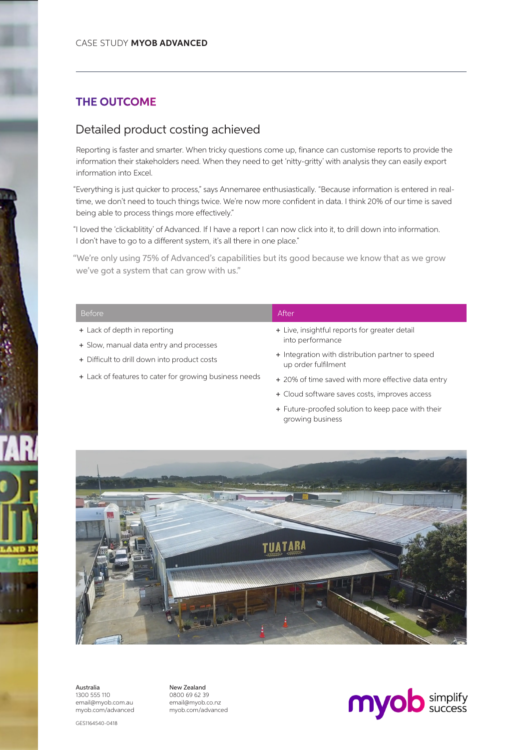CASE STUDY **MYOB ADVANCED**

## THE OUTCOME

### Detailed product costing achieved

Reporting is faster and smarter. When tricky questions come up, finance can customise reports to provide the information their stakeholders need. When they need to get 'nitty-gritty' with analysis they can easily export information into Excel.

"Everything is just quicker to process," says Annemaree enthusiastically. "Because information is entered in real-time, we don't need to touch things twice. We're now more confident in data. I think 20% of our time is saved being able to process things more effectively."

"I loved the 'clickablitity' of Advanced. If I have a report I can now click into it, to drill down into information. I don't have to go to a different system, it's all there in one place."

"We're only using 75% of Advanced's capabilities but its good because we know that as we grow we've got a system that can grow with us."

| Before | After |
|---|---|
| + Lack of depth in reporting | + Live, insightful reports for greater detail into performance |
| + Slow, manual data entry and processes | + Integration with distribution partner to speed up order fulfilment |
| + Difficult to drill down into product costs | + 20% of time saved with more effective data entry |
| + Lack of features to cater for growing business needs | + Cloud software saves costs, improves access |
| | + Future-proofed solution to keep pace with their growing business |

**Australia**
1300 555 110
email@myob.com.au
myob.com/advanced

**New Zealand**
0800 69 62 39
email@myob.co.nz
myob.com/advanced

myob simplify success

GES1164540-0418